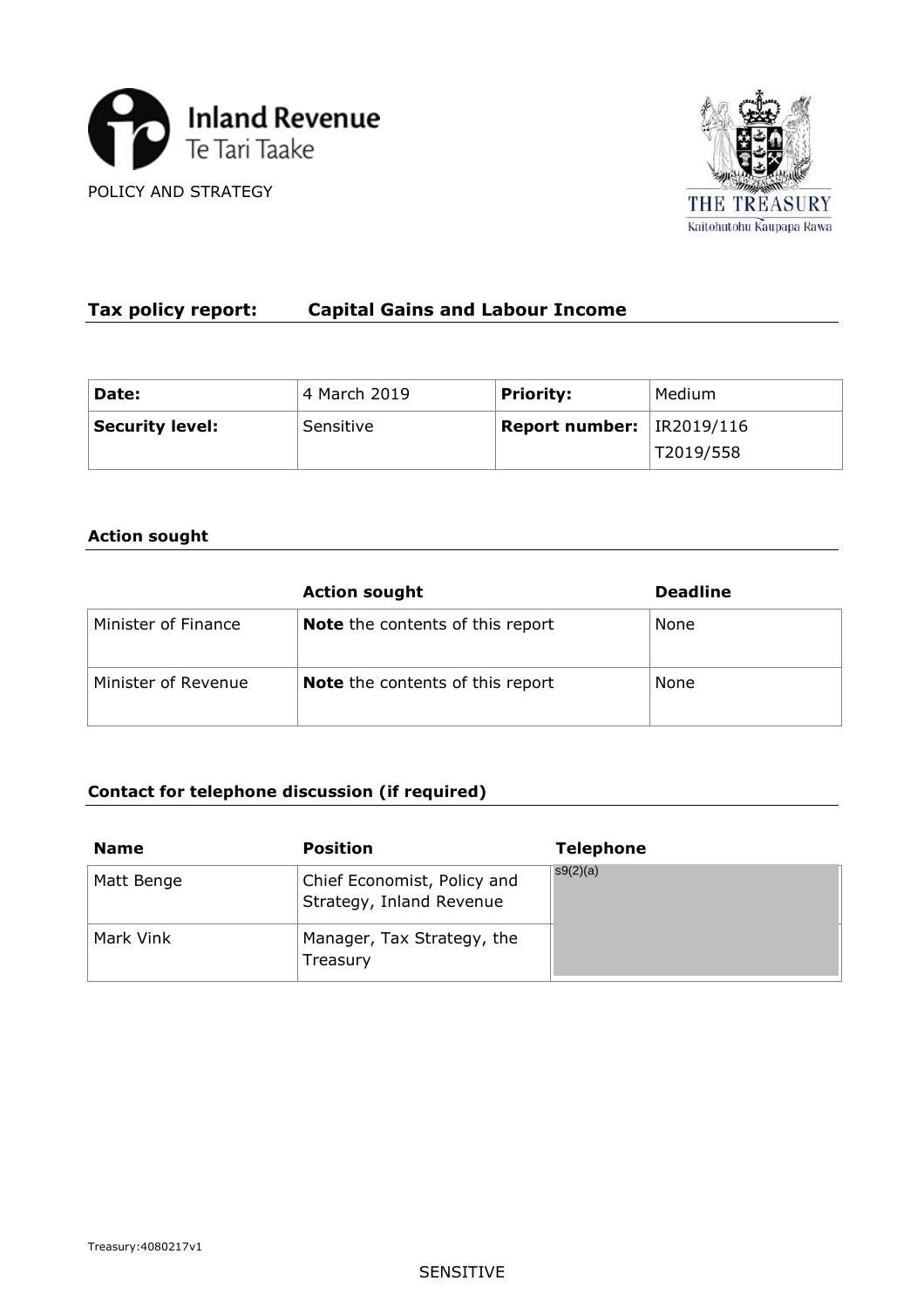Inland Revenue
Te Tari Taake

POLICY AND STRATEGY

THE TREASURY
Kaitohutohu Kaupapa Rawa

## Tax policy report: Capital Gains and Labour Income

| **Date:** | 4 March 2019 | **Priority:** | Medium |
|---|---|---|---|
| **Security level:** | Sensitive | **Report number:** | IR2019/116<br>T2019/558 |

### Action sought

| | **Action sought** | **Deadline** |
|---|---|---|
| Minister of Finance | **Note** the contents of this report | None |
| Minister of Revenue | **Note** the contents of this report | None |

### Contact for telephone discussion (if required)

| **Name** | **Position** | **Telephone** |
|---|---|---|
| Matt Benge | Chief Economist, Policy and Strategy, Inland Revenue | s9(2)(a) |
| Mark Vink | Manager, Tax Strategy, the Treasury | |

Treasury:4080217v1

SENSITIVE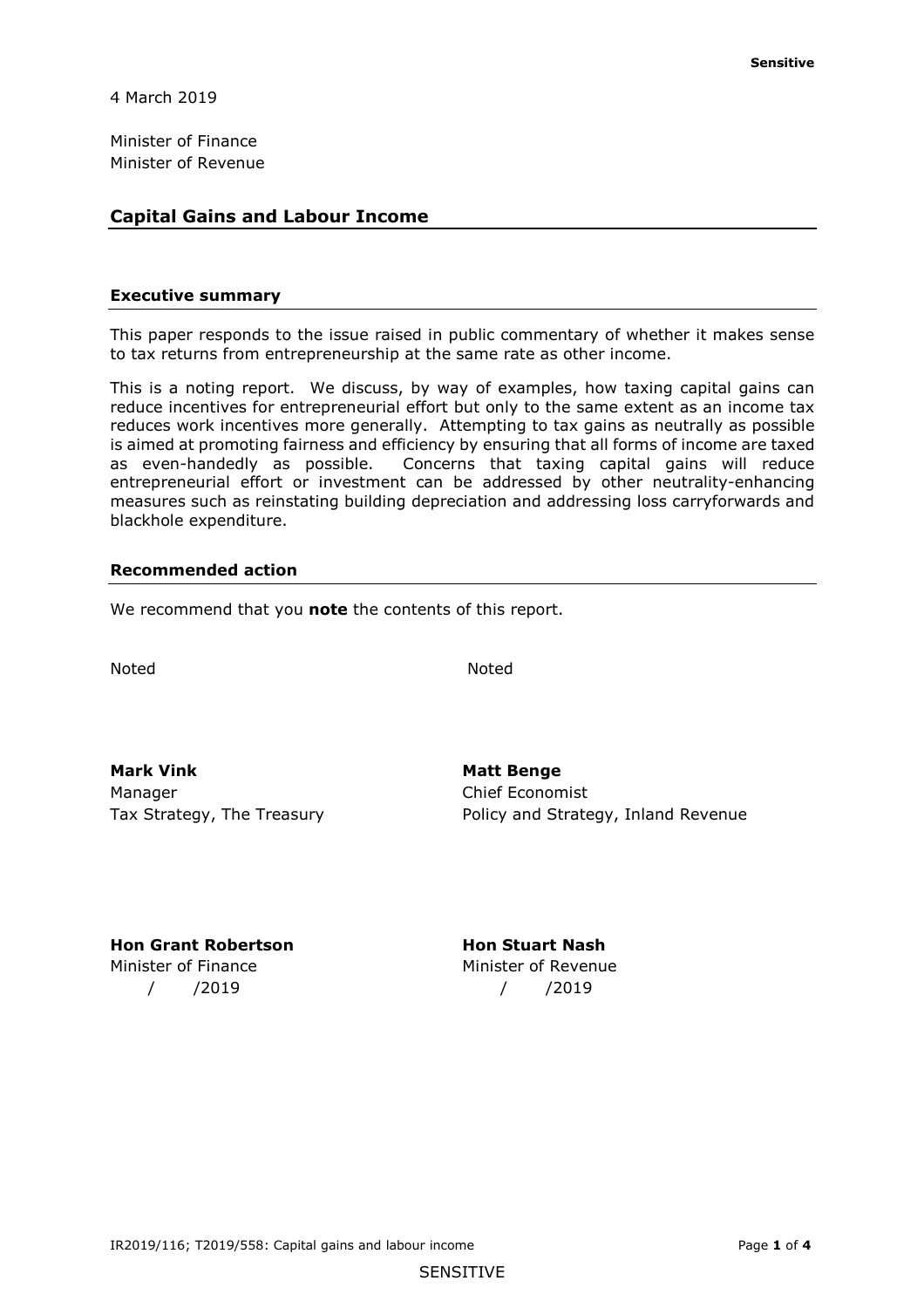**Sensitive**

4 March 2019

Minister of Finance
Minister of Revenue

## Capital Gains and Labour Income

### Executive summary

This paper responds to the issue raised in public commentary of whether it makes sense to tax returns from entrepreneurship at the same rate as other income.

This is a noting report. We discuss, by way of examples, how taxing capital gains can reduce incentives for entrepreneurial effort but only to the same extent as an income tax reduces work incentives more generally. Attempting to tax gains as neutrally as possible is aimed at promoting fairness and efficiency by ensuring that all forms of income are taxed as even-handedly as possible. Concerns that taxing capital gains will reduce entrepreneurial effort or investment can be addressed by other neutrality-enhancing measures such as reinstating building depreciation and addressing loss carryforwards and blackhole expenditure.

### Recommended action

We recommend that you **note** the contents of this report.

Noted

Noted

**Mark Vink**
Manager
Tax Strategy, The Treasury

**Matt Benge**
Chief Economist
Policy and Strategy, Inland Revenue

**Hon Grant Robertson**
Minister of Finance
/ /2019

**Hon Stuart Nash**
Minister of Revenue
/ /2019

IR2019/116; T2019/558: Capital gains and labour income

SENSITIVE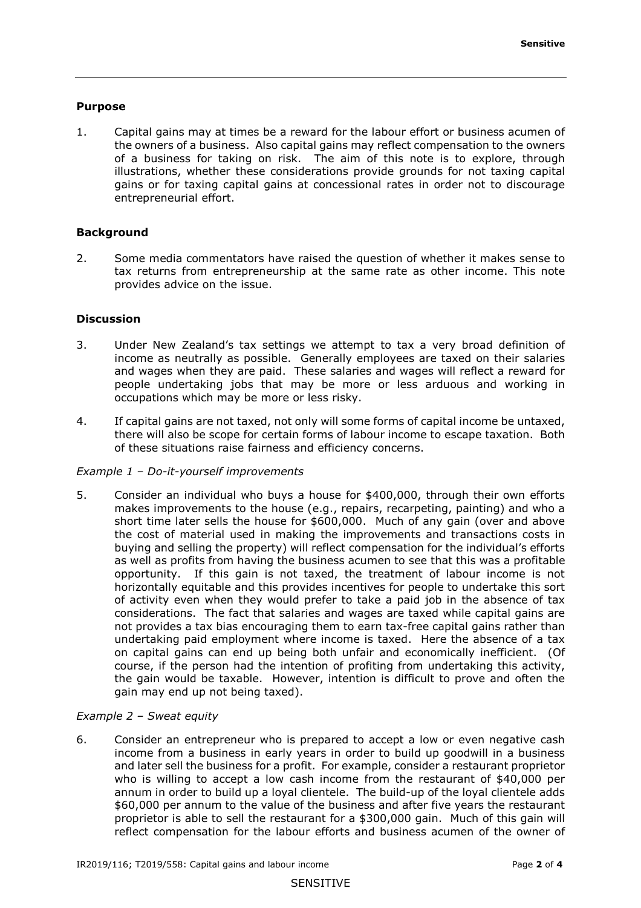## Purpose

1. Capital gains may at times be a reward for the labour effort or business acumen of the owners of a business. Also capital gains may reflect compensation to the owners of a business for taking on risk. The aim of this note is to explore, through illustrations, whether these considerations provide grounds for not taxing capital gains or for taxing capital gains at concessional rates in order not to discourage entrepreneurial effort.

## Background

2. Some media commentators have raised the question of whether it makes sense to tax returns from entrepreneurship at the same rate as other income. This note provides advice on the issue.

## Discussion

3. Under New Zealand's tax settings we attempt to tax a very broad definition of income as neutrally as possible. Generally employees are taxed on their salaries and wages when they are paid. These salaries and wages will reflect a reward for people undertaking jobs that may be more or less arduous and working in occupations which may be more or less risky.

4. If capital gains are not taxed, not only will some forms of capital income be untaxed, there will also be scope for certain forms of labour income to escape taxation. Both of these situations raise fairness and efficiency concerns.

*Example 1 – Do-it-yourself improvements*

5. Consider an individual who buys a house for $400,000, through their own efforts makes improvements to the house (e.g., repairs, recarpeting, painting) and who a short time later sells the house for $600,000. Much of any gain (over and above the cost of material used in making the improvements and transactions costs in buying and selling the property) will reflect compensation for the individual's efforts as well as profits from having the business acumen to see that this was a profitable opportunity. If this gain is not taxed, the treatment of labour income is not horizontally equitable and this provides incentives for people to undertake this sort of activity even when they would prefer to take a paid job in the absence of tax considerations. The fact that salaries and wages are taxed while capital gains are not provides a tax bias encouraging them to earn tax-free capital gains rather than undertaking paid employment where income is taxed. Here the absence of a tax on capital gains can end up being both unfair and economically inefficient. (Of course, if the person had the intention of profiting from undertaking this activity, the gain would be taxable. However, intention is difficult to prove and often the gain may end up not being taxed).

*Example 2 – Sweat equity*

6. Consider an entrepreneur who is prepared to accept a low or even negative cash income from a business in early years in order to build up goodwill in a business and later sell the business for a profit. For example, consider a restaurant proprietor who is willing to accept a low cash income from the restaurant of $40,000 per annum in order to build up a loyal clientele. The build-up of the loyal clientele adds $60,000 per annum to the value of the business and after five years the restaurant proprietor is able to sell the restaurant for a $300,000 gain. Much of this gain will reflect compensation for the labour efforts and business acumen of the owner of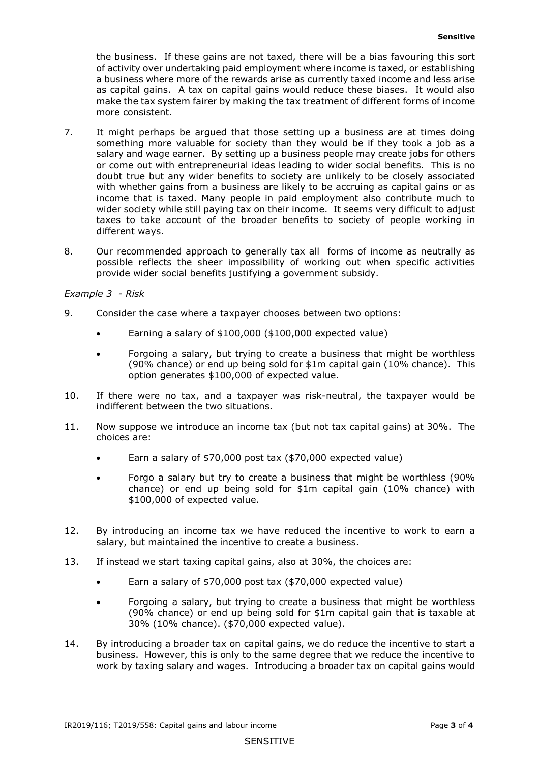the business. If these gains are not taxed, there will be a bias favouring this sort of activity over undertaking paid employment where income is taxed, or establishing a business where more of the rewards arise as currently taxed income and less arise as capital gains. A tax on capital gains would reduce these biases. It would also make the tax system fairer by making the tax treatment of different forms of income more consistent.

7. It might perhaps be argued that those setting up a business are at times doing something more valuable for society than they would be if they took a job as a salary and wage earner. By setting up a business people may create jobs for others or come out with entrepreneurial ideas leading to wider social benefits. This is no doubt true but any wider benefits to society are unlikely to be closely associated with whether gains from a business are likely to be accruing as capital gains or as income that is taxed. Many people in paid employment also contribute much to wider society while still paying tax on their income. It seems very difficult to adjust taxes to take account of the broader benefits to society of people working in different ways.

8. Our recommended approach to generally tax all forms of income as neutrally as possible reflects the sheer impossibility of working out when specific activities provide wider social benefits justifying a government subsidy.

*Example 3 - Risk*

9. Consider the case where a taxpayer chooses between two options:

   - Earning a salary of $100,000 ($100,000 expected value)
   - Forgoing a salary, but trying to create a business that might be worthless (90% chance) or end up being sold for $1m capital gain (10% chance). This option generates $100,000 of expected value.

10. If there were no tax, and a taxpayer was risk-neutral, the taxpayer would be indifferent between the two situations.

11. Now suppose we introduce an income tax (but not tax capital gains) at 30%. The choices are:

    - Earn a salary of $70,000 post tax ($70,000 expected value)
    - Forgo a salary but try to create a business that might be worthless (90% chance) or end up being sold for $1m capital gain (10% chance) with $100,000 of expected value.

12. By introducing an income tax we have reduced the incentive to work to earn a salary, but maintained the incentive to create a business.

13. If instead we start taxing capital gains, also at 30%, the choices are:

    - Earn a salary of $70,000 post tax ($70,000 expected value)
    - Forgoing a salary, but trying to create a business that might be worthless (90% chance) or end up being sold for $1m capital gain that is taxable at 30% (10% chance). ($70,000 expected value).

14. By introducing a broader tax on capital gains, we do reduce the incentive to start a business. However, this is only to the same degree that we reduce the incentive to work by taxing salary and wages. Introducing a broader tax on capital gains would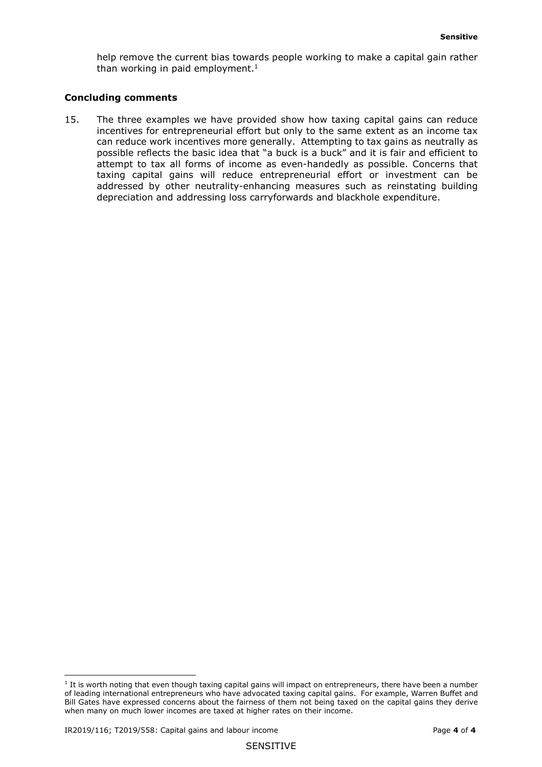help remove the current bias towards people working to make a capital gain rather than working in paid employment.[1]

**Concluding comments**

15. The three examples we have provided show how taxing capital gains can reduce incentives for entrepreneurial effort but only to the same extent as an income tax can reduce work incentives more generally. Attempting to tax gains as neutrally as possible reflects the basic idea that "a buck is a buck" and it is fair and efficient to attempt to tax all forms of income as even-handedly as possible. Concerns that taxing capital gains will reduce entrepreneurial effort or investment can be addressed by other neutrality-enhancing measures such as reinstating building depreciation and addressing loss carryforwards and blackhole expenditure.

[1] It is worth noting that even though taxing capital gains will impact on entrepreneurs, there have been a number of leading international entrepreneurs who have advocated taxing capital gains. For example, Warren Buffet and Bill Gates have expressed concerns about the fairness of them not being taxed on the capital gains they derive when many on much lower incomes are taxed at higher rates on their income.